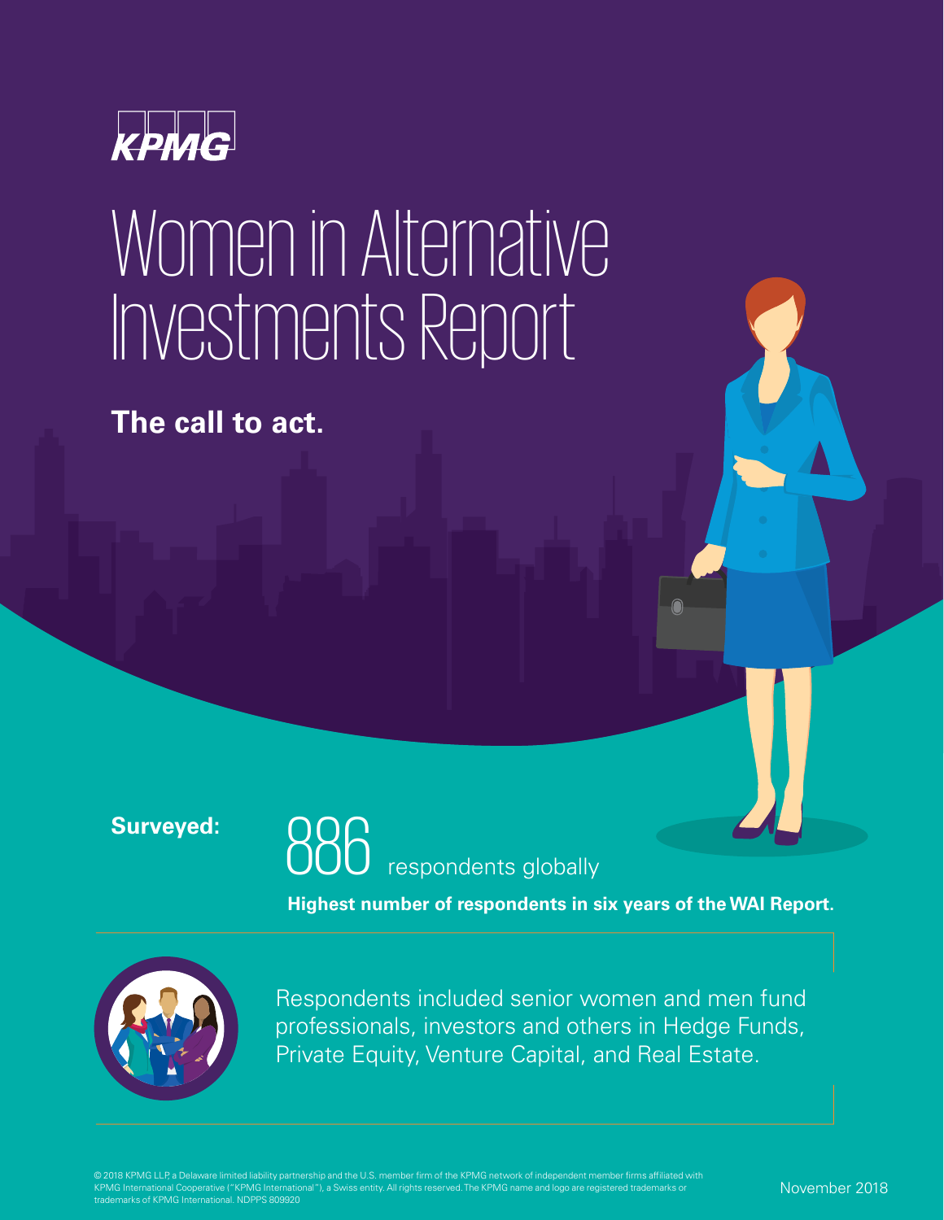KPMG

# Women in Alternative Investments Report

## The call to act.

**Surveyed:** 886 respondents globally

**Highest number of respondents in six years of the WAI Report.**

Respondents included senior women and men fund professionals, investors and others in Hedge Funds, Private Equity, Venture Capital, and Real Estate.

© 2018 KPMG LLP, a Delaware limited liability partnership and the U.S. member firm of the KPMG network of independent member firms affiliated with KPMG International Cooperative ("KPMG International"), a Swiss entity. All rights reserved. The KPMG name and logo are registered trademarks or trademarks of KPMG International. NDPPS 809920

November 2018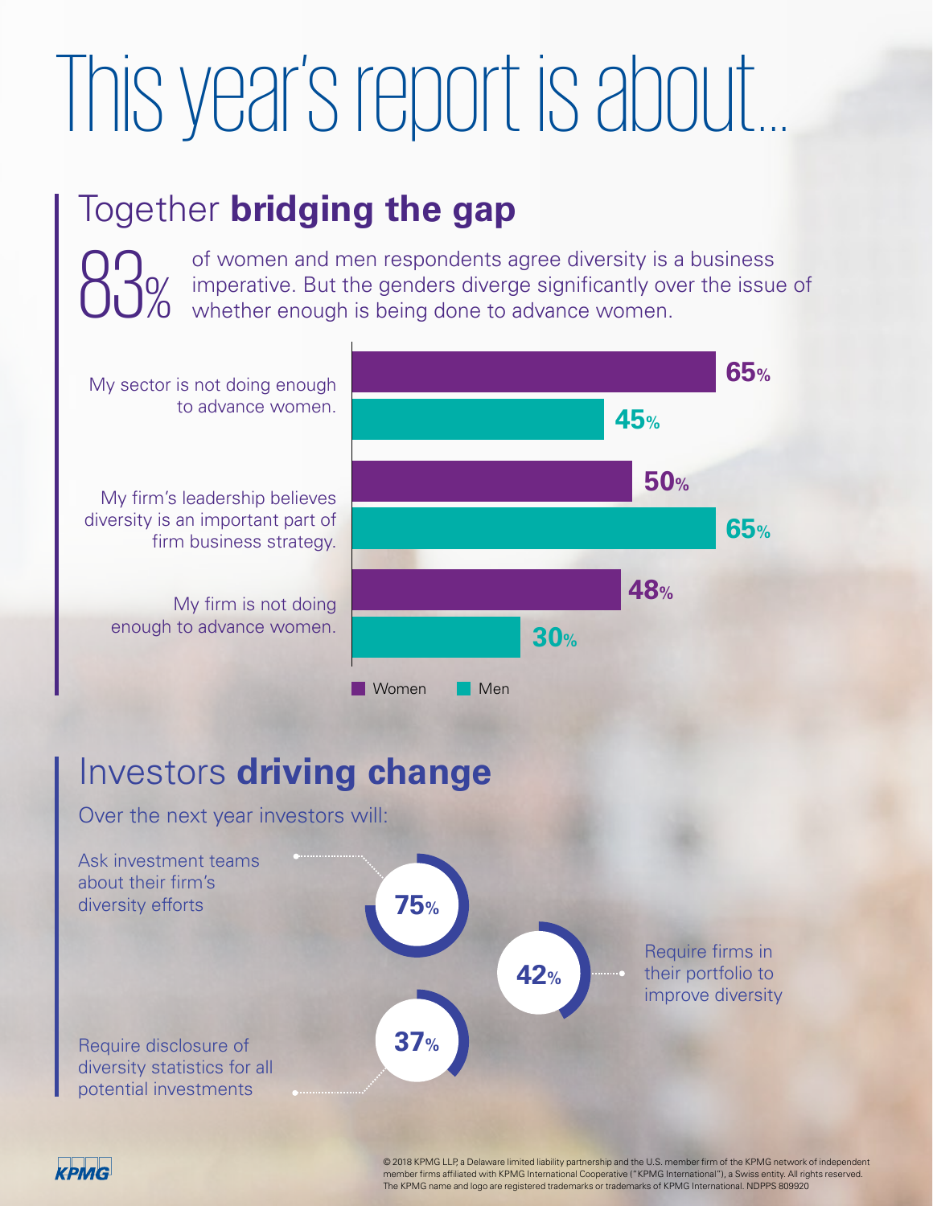# This year's report is about...

## Together **bridging the gap**

83% of women and men respondents agree diversity is a business imperative. But the genders diverge significantly over the issue of whether enough is being done to advance women.

| | Women | Men |
|---|---|---|
| My sector is not doing enough to advance women. | 65% | 45% |
| My firm's leadership believes diversity is an important part of firm business strategy. | 50% | 65% |
| My firm is not doing enough to advance women. | 48% | 30% |

## Investors **driving change**

Over the next year investors will:

- Ask investment teams about their firm's diversity efforts: 75%
- Require firms in their portfolio to improve diversity: 42%
- Require disclosure of diversity statistics for all potential investments: 37%

© 2018 KPMG LLP, a Delaware limited liability partnership and the U.S. member firm of the KPMG network of independent member firms affiliated with KPMG International Cooperative ("KPMG International"), a Swiss entity. All rights reserved. The KPMG name and logo are registered trademarks or trademarks of KPMG International. NDPPS 809920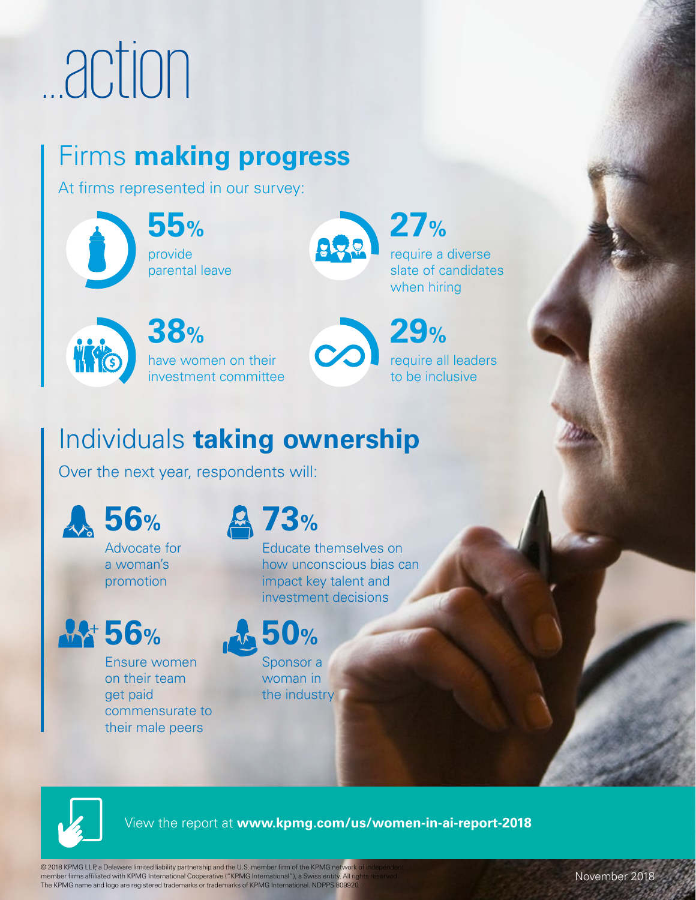# ...action

## Firms **making progress**

At firms represented in our survey:

**55%** provide parental leave

**27%** require a diverse slate of candidates when hiring

**38%** have women on their investment committee

**29%** require all leaders to be inclusive

## Individuals **taking ownership**

Over the next year, respondents will:

**56%** Advocate for a woman's promotion

**73%** Educate themselves on how unconscious bias can impact key talent and investment decisions

**56%** Ensure women on their team get paid commensurate to their male peers

**50%** Sponsor a woman in the industry

View the report at **www.kpmg.com/us/women-in-ai-report-2018**

© 2018 KPMG LLP, a Delaware limited liability partnership and the U.S. member firm of the KPMG network of independent member firms affiliated with KPMG International Cooperative ("KPMG International"), a Swiss entity. All rights reserved. The KPMG name and logo are registered trademarks or trademarks of KPMG International. NDPPS 809920

November 2018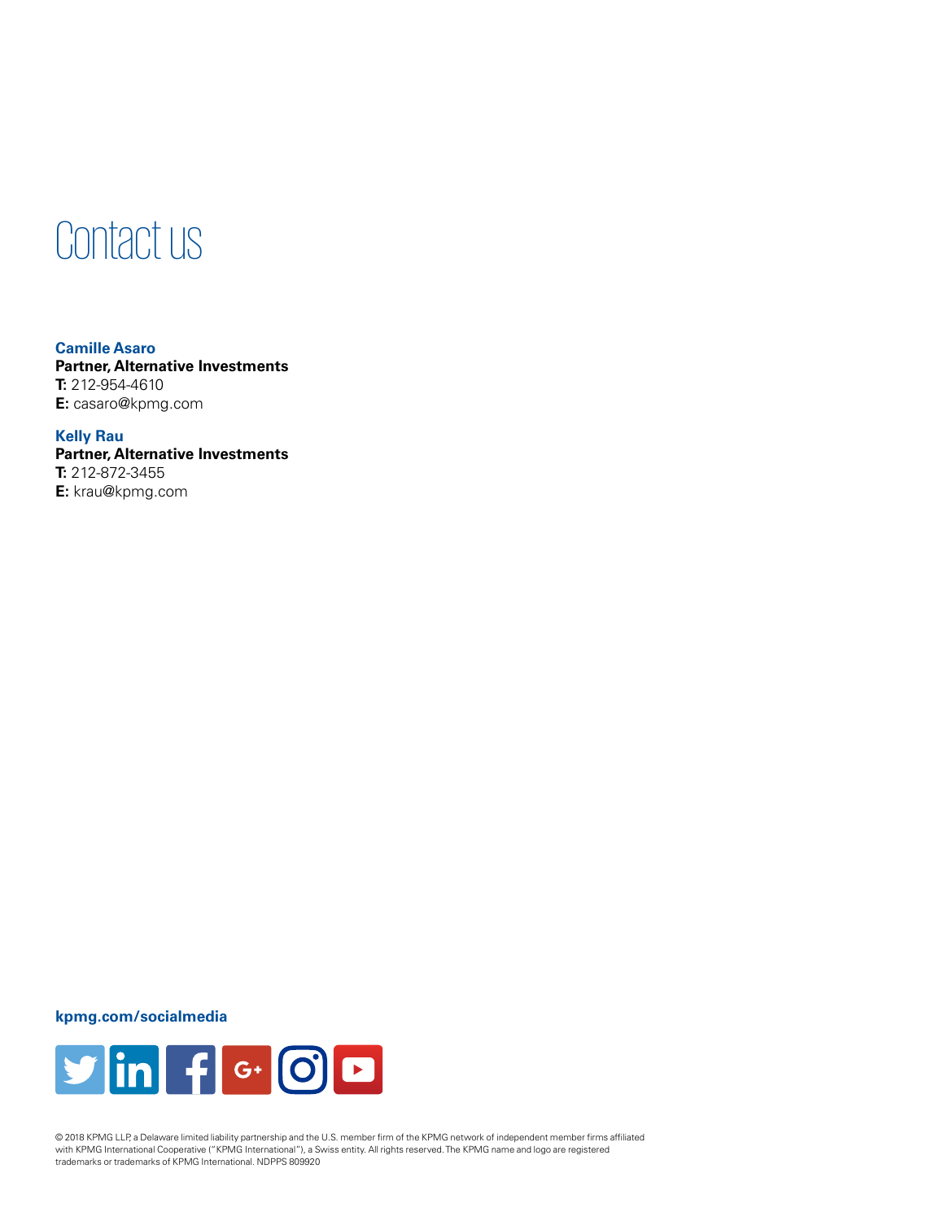# Contact us

**Camille Asaro**
**Partner, Alternative Investments**
**T:** 212-954-4610
**E:** casaro@kpmg.com

**Kelly Rau**
**Partner, Alternative Investments**
**T:** 212-872-3455
**E:** krau@kpmg.com

**kpmg.com/socialmedia**

© 2018 KPMG LLP, a Delaware limited liability partnership and the U.S. member firm of the KPMG network of independent member firms affiliated with KPMG International Cooperative ("KPMG International"), a Swiss entity. All rights reserved. The KPMG name and logo are registered trademarks or trademarks of KPMG International. NDPPS 809920